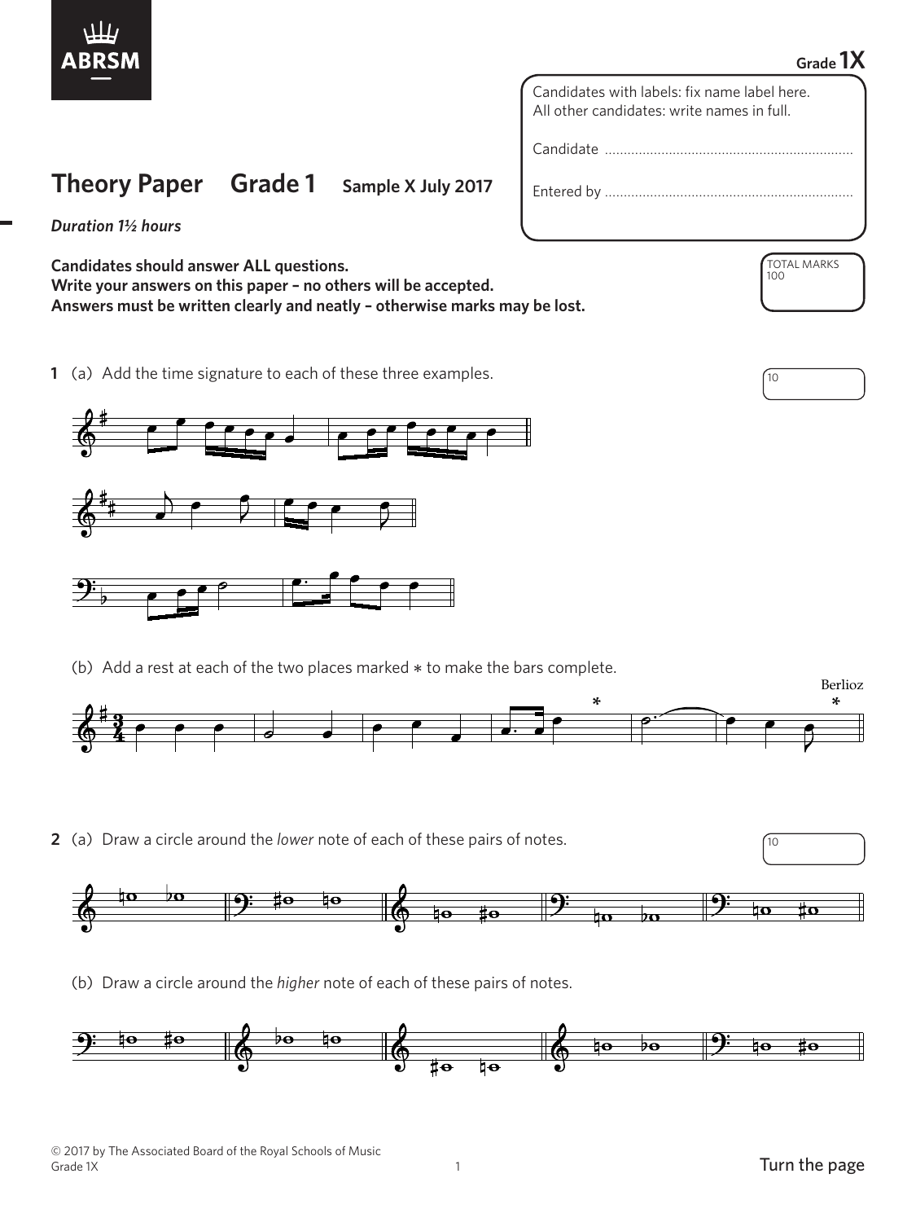Grade **1X**

Candidates with labels: fix name label here.
All other candidates: write names in full.

Candidate ..................................................................

Entered by ..................................................................

# Theory Paper Grade 1 Sample X July 2017

*Duration 1½ hours*

**Candidates should answer ALL questions.**
**Write your answers on this paper – no others will be accepted.**
**Answers must be written clearly and neatly – otherwise marks may be lost.**

TOTAL MARKS 100

**1** (a) Add the time signature to each of these three examples.

10

(b) Add a rest at each of the two places marked * to make the bars complete.

Berlioz

**2** (a) Draw a circle around the *lower* note of each of these pairs of notes.

10

(b) Draw a circle around the *higher* note of each of these pairs of notes.

© 2017 by The Associated Board of the Royal Schools of Music

Turn the page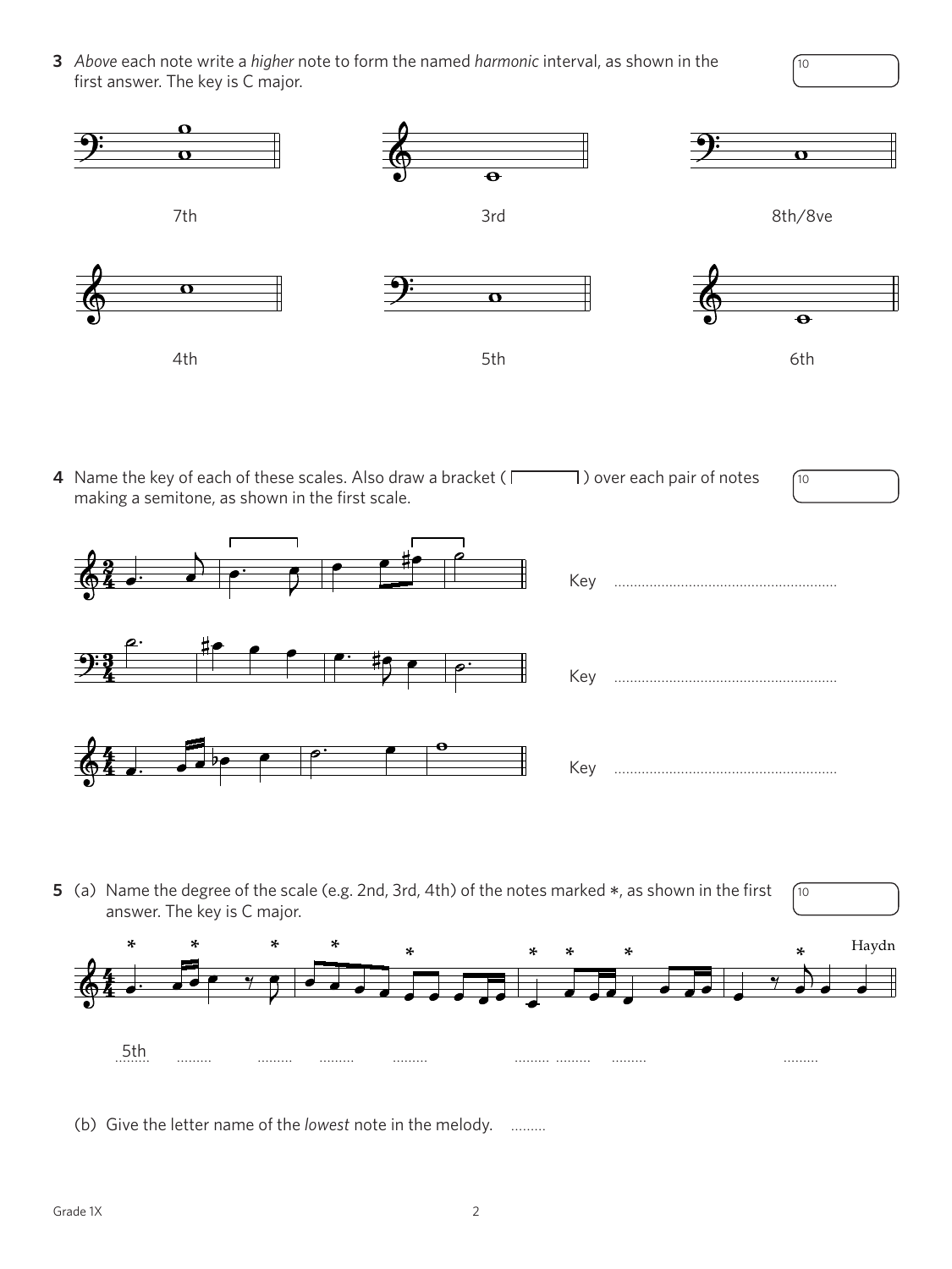**3** *Above* each note write a *higher* note to form the named *harmonic* interval, as shown in the first answer. The key is C major.

10

7th

3rd

8th/8ve

4th

5th

6th

**4** Name the key of each of these scales. Also draw a bracket ( ⌐¬ ) over each pair of notes making a semitone, as shown in the first scale.

10

Key .........................................................

Key .........................................................

Key .........................................................

**5** (a) Name the degree of the scale (e.g. 2nd, 3rd, 4th) of the notes marked *, as shown in the first answer. The key is C major.

10

Haydn

5th ......... ......... ......... ......... ......... ......... ......... .........

(b) Give the letter name of the *lowest* note in the melody. .........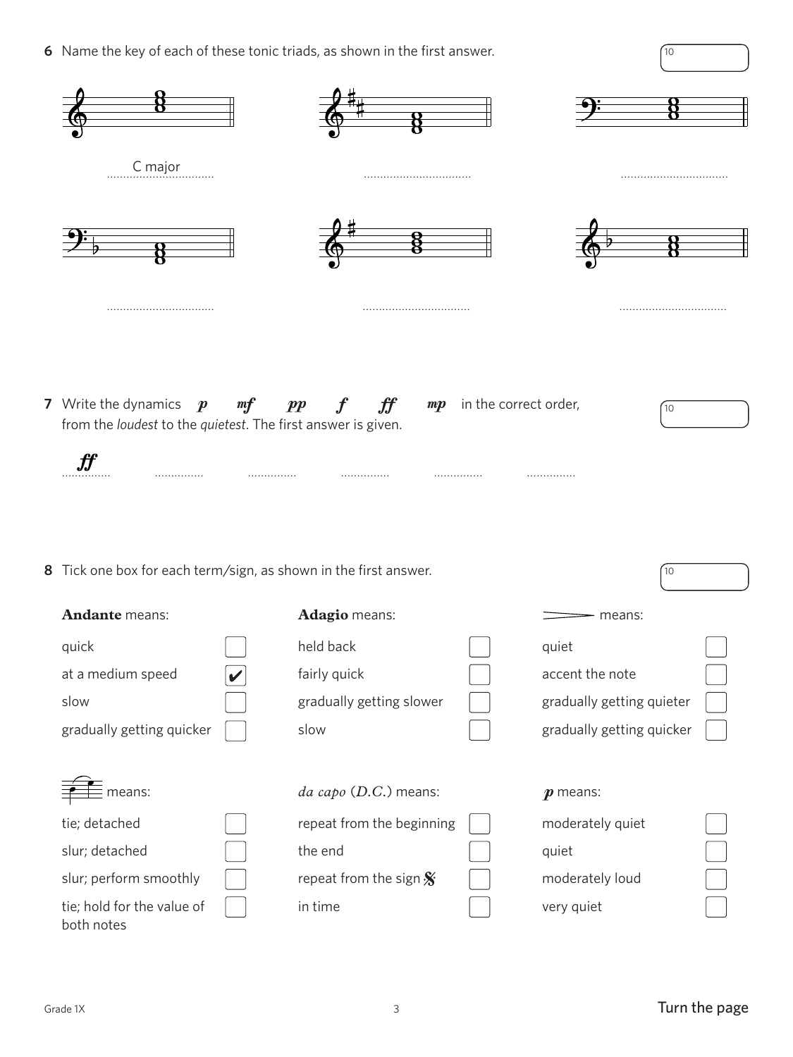**6** Name the key of each of these tonic triads, as shown in the first answer.

10

C major ................................

................................

................................

................................

................................

................................

**7** Write the dynamics ***p*** ***mf*** ***pp*** ***f*** ***ff*** ***mp*** in the correct order, from the *loudest* to the *quietest*. The first answer is given.

10

***ff*** ............... ............... ............... ............... ...............

**8** Tick one box for each term/sign, as shown in the first answer.

10

**Andante** means:

- quick ☐
- at a medium speed ☑
- slow ☐
- gradually getting quicker ☐

**Adagio** means:

- held back ☐
- fairly quick ☐
- gradually getting slower ☐
- slow ☐

(decrescendo hairpin) means:

- quiet ☐
- accent the note ☐
- gradually getting quieter ☐
- gradually getting quicker ☐

(two notes joined by a curved line) means:

- tie; detached ☐
- slur; detached ☐
- slur; perform smoothly ☐
- tie; hold for the value of both notes ☐

*da capo* (*D.C.*) means:

- repeat from the beginning ☐
- the end ☐
- repeat from the sign 𝄋 ☐
- in time ☐

***p*** means:

- moderately quiet ☐
- quiet ☐
- moderately loud ☐
- very quiet ☐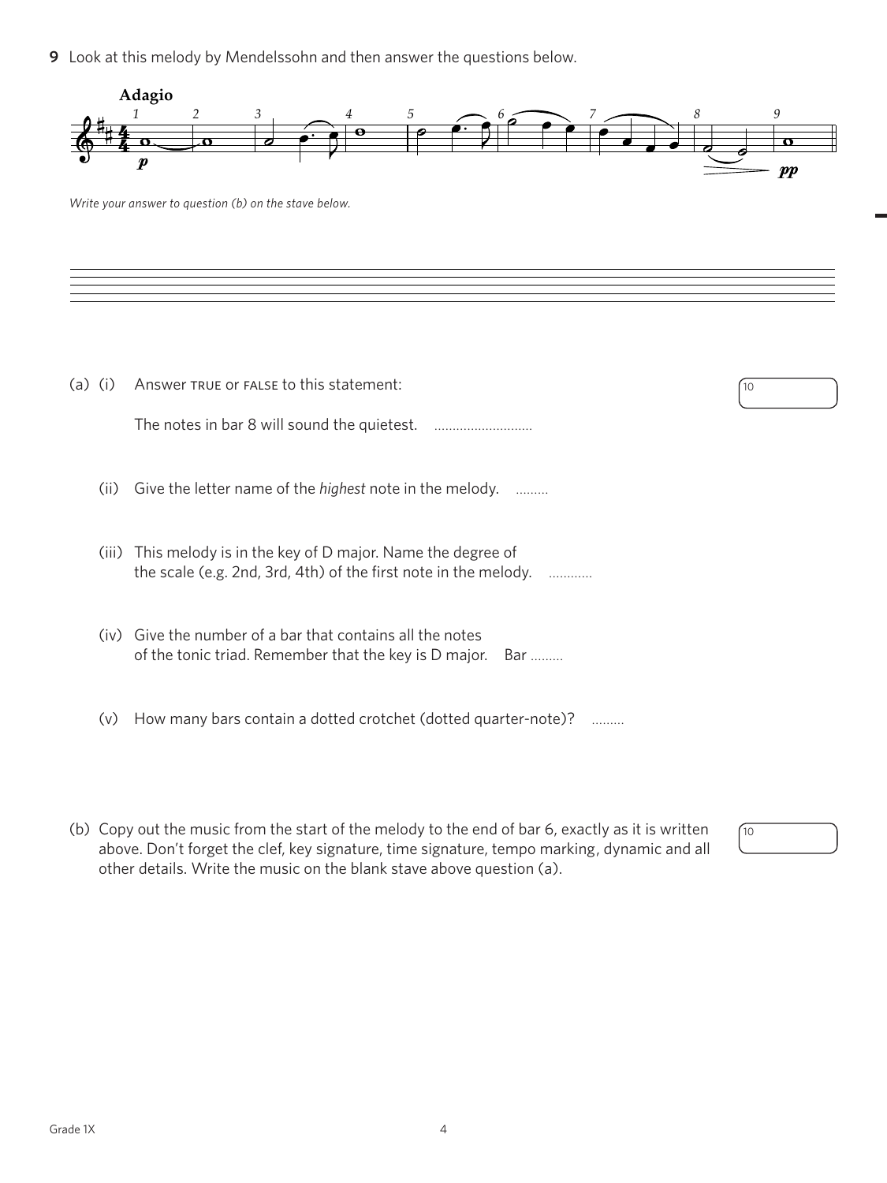**9** Look at this melody by Mendelssohn and then answer the questions below.

*Write your answer to question (b) on the stave below.*

(a) (i) Answer TRUE or FALSE to this statement:

The notes in bar 8 will sound the quietest. ............................

(ii) Give the letter name of the *highest* note in the melody. .........

(iii) This melody is in the key of D major. Name the degree of the scale (e.g. 2nd, 3rd, 4th) of the first note in the melody. ............

(iv) Give the number of a bar that contains all the notes of the tonic triad. Remember that the key is D major. Bar .........

(v) How many bars contain a dotted crotchet (dotted quarter-note)? .........

(b) Copy out the music from the start of the melody to the end of bar 6, exactly as it is written above. Don't forget the clef, key signature, time signature, tempo marking, dynamic and all other details. Write the music on the blank stave above question (a).